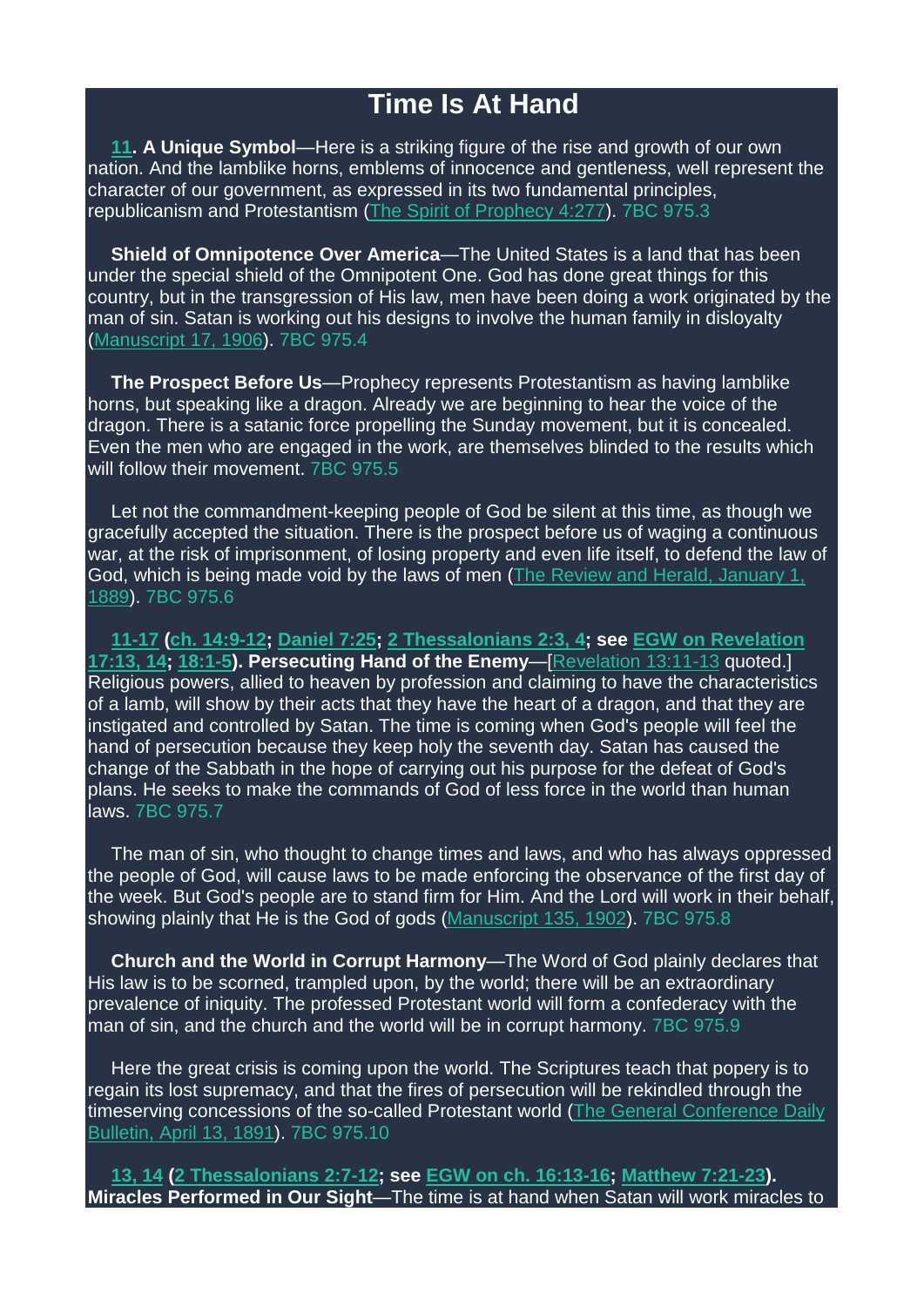# Time Is At Hand

**11. A Unique Symbol**—Here is a striking figure of the rise and growth of our own nation. And the lamblike horns, emblems of innocence and gentleness, well represent the character of our government, as expressed in its two fundamental principles, republicanism and Protestantism (The Spirit of Prophecy 4:277). 7BC 975.3

**Shield of Omnipotence Over America**—The United States is a land that has been under the special shield of the Omnipotent One. God has done great things for this country, but in the transgression of His law, men have been doing a work originated by the man of sin. Satan is working out his designs to involve the human family in disloyalty (Manuscript 17, 1906). 7BC 975.4

**The Prospect Before Us**—Prophecy represents Protestantism as having lamblike horns, but speaking like a dragon. Already we are beginning to hear the voice of the dragon. There is a satanic force propelling the Sunday movement, but it is concealed. Even the men who are engaged in the work, are themselves blinded to the results which will follow their movement. 7BC 975.5

Let not the commandment-keeping people of God be silent at this time, as though we gracefully accepted the situation. There is the prospect before us of waging a continuous war, at the risk of imprisonment, of losing property and even life itself, to defend the law of God, which is being made void by the laws of men (The Review and Herald, January 1, 1889). 7BC 975.6

**11-17 (ch. 14:9-12; Daniel 7:25; 2 Thessalonians 2:3, 4; see EGW on Revelation 17:13, 14; 18:1-5). Persecuting Hand of the Enemy**—[Revelation 13:11-13 quoted.] Religious powers, allied to heaven by profession and claiming to have the characteristics of a lamb, will show by their acts that they have the heart of a dragon, and that they are instigated and controlled by Satan. The time is coming when God's people will feel the hand of persecution because they keep holy the seventh day. Satan has caused the change of the Sabbath in the hope of carrying out his purpose for the defeat of God's plans. He seeks to make the commands of God of less force in the world than human laws. 7BC 975.7

The man of sin, who thought to change times and laws, and who has always oppressed the people of God, will cause laws to be made enforcing the observance of the first day of the week. But God's people are to stand firm for Him. And the Lord will work in their behalf, showing plainly that He is the God of gods (Manuscript 135, 1902). 7BC 975.8

**Church and the World in Corrupt Harmony**—The Word of God plainly declares that His law is to be scorned, trampled upon, by the world; there will be an extraordinary prevalence of iniquity. The professed Protestant world will form a confederacy with the man of sin, and the church and the world will be in corrupt harmony. 7BC 975.9

Here the great crisis is coming upon the world. The Scriptures teach that popery is to regain its lost supremacy, and that the fires of persecution will be rekindled through the timeserving concessions of the so-called Protestant world (The General Conference Daily Bulletin, April 13, 1891). 7BC 975.10

**13, 14 (2 Thessalonians 2:7-12; see EGW on ch. 16:13-16; Matthew 7:21-23). Miracles Performed in Our Sight**—The time is at hand when Satan will work miracles to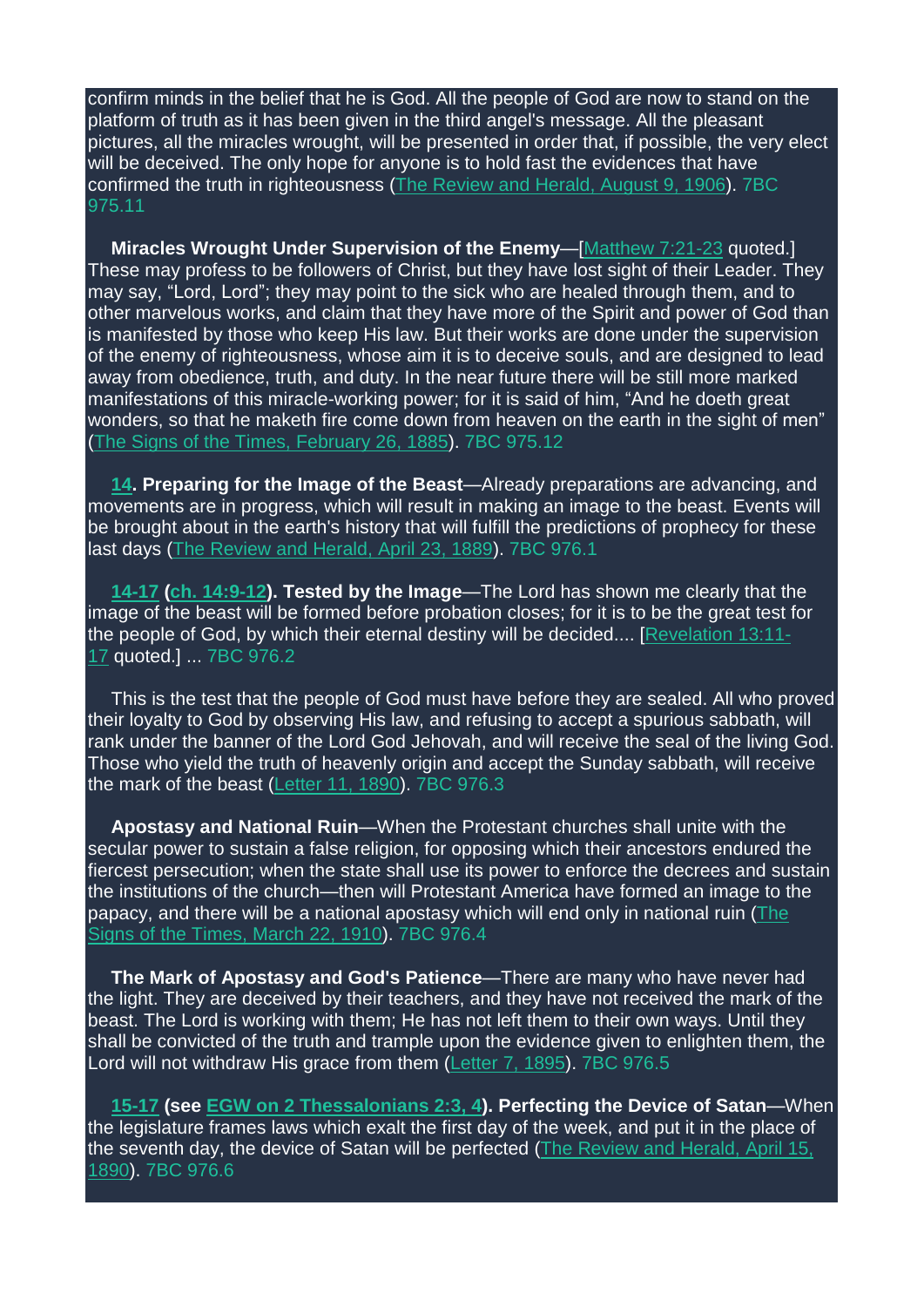confirm minds in the belief that he is God. All the people of God are now to stand on the platform of truth as it has been given in the third angel's message. All the pleasant pictures, all the miracles wrought, will be presented in order that, if possible, the very elect will be deceived. The only hope for anyone is to hold fast the evidences that have confirmed the truth in righteousness (The Review and Herald, August 9, 1906). 7BC 975.11

**Miracles Wrought Under Supervision of the Enemy**—[Matthew 7:21-23 quoted.] These may profess to be followers of Christ, but they have lost sight of their Leader. They may say, "Lord, Lord"; they may point to the sick who are healed through them, and to other marvelous works, and claim that they have more of the Spirit and power of God than is manifested by those who keep His law. But their works are done under the supervision of the enemy of righteousness, whose aim it is to deceive souls, and are designed to lead away from obedience, truth, and duty. In the near future there will be still more marked manifestations of this miracle-working power; for it is said of him, "And he doeth great wonders, so that he maketh fire come down from heaven on the earth in the sight of men" (The Signs of the Times, February 26, 1885). 7BC 975.12

**14. Preparing for the Image of the Beast**—Already preparations are advancing, and movements are in progress, which will result in making an image to the beast. Events will be brought about in the earth's history that will fulfill the predictions of prophecy for these last days (The Review and Herald, April 23, 1889). 7BC 976.1

**14-17 (ch. 14:9-12). Tested by the Image**—The Lord has shown me clearly that the image of the beast will be formed before probation closes; for it is to be the great test for the people of God, by which their eternal destiny will be decided.... [Revelation 13:11-17 quoted.] ... 7BC 976.2

This is the test that the people of God must have before they are sealed. All who proved their loyalty to God by observing His law, and refusing to accept a spurious sabbath, will rank under the banner of the Lord God Jehovah, and will receive the seal of the living God. Those who yield the truth of heavenly origin and accept the Sunday sabbath, will receive the mark of the beast (Letter 11, 1890). 7BC 976.3

**Apostasy and National Ruin**—When the Protestant churches shall unite with the secular power to sustain a false religion, for opposing which their ancestors endured the fiercest persecution; when the state shall use its power to enforce the decrees and sustain the institutions of the church—then will Protestant America have formed an image to the papacy, and there will be a national apostasy which will end only in national ruin (The Signs of the Times, March 22, 1910). 7BC 976.4

**The Mark of Apostasy and God's Patience**—There are many who have never had the light. They are deceived by their teachers, and they have not received the mark of the beast. The Lord is working with them; He has not left them to their own ways. Until they shall be convicted of the truth and trample upon the evidence given to enlighten them, the Lord will not withdraw His grace from them (Letter 7, 1895). 7BC 976.5

**15-17 (see EGW on 2 Thessalonians 2:3, 4). Perfecting the Device of Satan**—When the legislature frames laws which exalt the first day of the week, and put it in the place of the seventh day, the device of Satan will be perfected (The Review and Herald, April 15, 1890). 7BC 976.6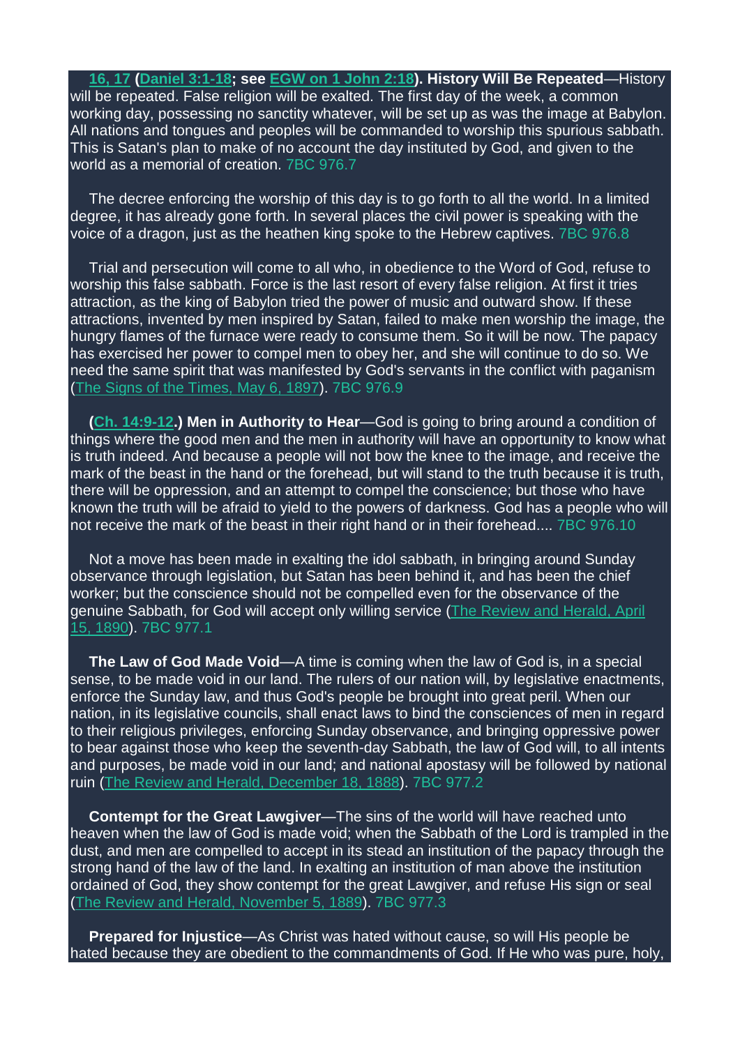**16, 17 (Daniel 3:1-18; see EGW on 1 John 2:18). History Will Be Repeated**—History will be repeated. False religion will be exalted. The first day of the week, a common working day, possessing no sanctity whatever, will be set up as was the image at Babylon. All nations and tongues and peoples will be commanded to worship this spurious sabbath. This is Satan's plan to make of no account the day instituted by God, and given to the world as a memorial of creation. 7BC 976.7

The decree enforcing the worship of this day is to go forth to all the world. In a limited degree, it has already gone forth. In several places the civil power is speaking with the voice of a dragon, just as the heathen king spoke to the Hebrew captives. 7BC 976.8

Trial and persecution will come to all who, in obedience to the Word of God, refuse to worship this false sabbath. Force is the last resort of every false religion. At first it tries attraction, as the king of Babylon tried the power of music and outward show. If these attractions, invented by men inspired by Satan, failed to make men worship the image, the hungry flames of the furnace were ready to consume them. So it will be now. The papacy has exercised her power to compel men to obey her, and she will continue to do so. We need the same spirit that was manifested by God's servants in the conflict with paganism (The Signs of the Times, May 6, 1897). 7BC 976.9

**(Ch. 14:9-12.) Men in Authority to Hear**—God is going to bring around a condition of things where the good men and the men in authority will have an opportunity to know what is truth indeed. And because a people will not bow the knee to the image, and receive the mark of the beast in the hand or the forehead, but will stand to the truth because it is truth, there will be oppression, and an attempt to compel the conscience; but those who have known the truth will be afraid to yield to the powers of darkness. God has a people who will not receive the mark of the beast in their right hand or in their forehead.... 7BC 976.10

Not a move has been made in exalting the idol sabbath, in bringing around Sunday observance through legislation, but Satan has been behind it, and has been the chief worker; but the conscience should not be compelled even for the observance of the genuine Sabbath, for God will accept only willing service (The Review and Herald, April 15, 1890). 7BC 977.1

**The Law of God Made Void**—A time is coming when the law of God is, in a special sense, to be made void in our land. The rulers of our nation will, by legislative enactments, enforce the Sunday law, and thus God's people be brought into great peril. When our nation, in its legislative councils, shall enact laws to bind the consciences of men in regard to their religious privileges, enforcing Sunday observance, and bringing oppressive power to bear against those who keep the seventh-day Sabbath, the law of God will, to all intents and purposes, be made void in our land; and national apostasy will be followed by national ruin (The Review and Herald, December 18, 1888). 7BC 977.2

**Contempt for the Great Lawgiver**—The sins of the world will have reached unto heaven when the law of God is made void; when the Sabbath of the Lord is trampled in the dust, and men are compelled to accept in its stead an institution of the papacy through the strong hand of the law of the land. In exalting an institution of man above the institution ordained of God, they show contempt for the great Lawgiver, and refuse His sign or seal (The Review and Herald, November 5, 1889). 7BC 977.3

**Prepared for Injustice**—As Christ was hated without cause, so will His people be hated because they are obedient to the commandments of God. If He who was pure, holy,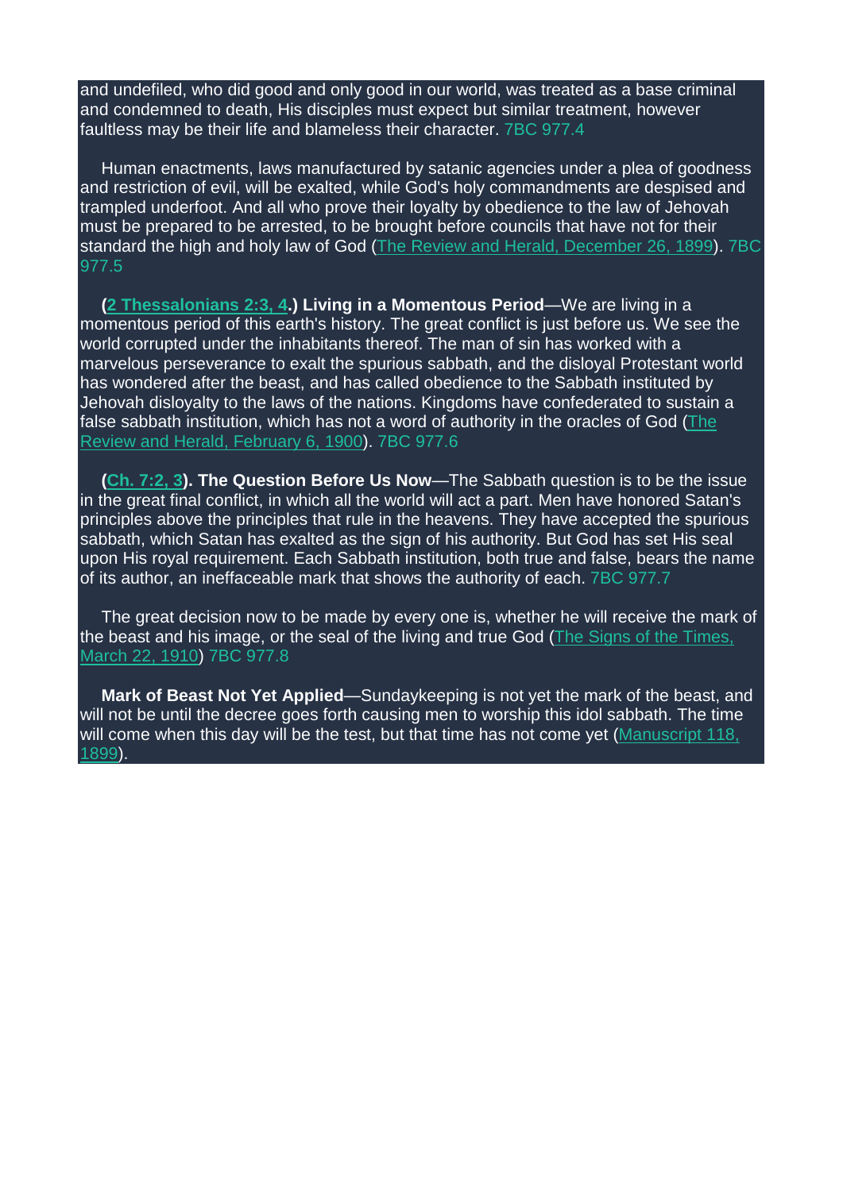and undefiled, who did good and only good in our world, was treated as a base criminal and condemned to death, His disciples must expect but similar treatment, however faultless may be their life and blameless their character. 7BC 977.4

Human enactments, laws manufactured by satanic agencies under a plea of goodness and restriction of evil, will be exalted, while God's holy commandments are despised and trampled underfoot. And all who prove their loyalty by obedience to the law of Jehovah must be prepared to be arrested, to be brought before councils that have not for their standard the high and holy law of God (The Review and Herald, December 26, 1899). 7BC 977.5

**(2 Thessalonians 2:3, 4.) Living in a Momentous Period**—We are living in a momentous period of this earth's history. The great conflict is just before us. We see the world corrupted under the inhabitants thereof. The man of sin has worked with a marvelous perseverance to exalt the spurious sabbath, and the disloyal Protestant world has wondered after the beast, and has called obedience to the Sabbath instituted by Jehovah disloyalty to the laws of the nations. Kingdoms have confederated to sustain a false sabbath institution, which has not a word of authority in the oracles of God (The Review and Herald, February 6, 1900). 7BC 977.6

**(Ch. 7:2, 3). The Question Before Us Now**—The Sabbath question is to be the issue in the great final conflict, in which all the world will act a part. Men have honored Satan's principles above the principles that rule in the heavens. They have accepted the spurious sabbath, which Satan has exalted as the sign of his authority. But God has set His seal upon His royal requirement. Each Sabbath institution, both true and false, bears the name of its author, an ineffaceable mark that shows the authority of each. 7BC 977.7

The great decision now to be made by every one is, whether he will receive the mark of the beast and his image, or the seal of the living and true God (The Signs of the Times, March 22, 1910) 7BC 977.8

**Mark of Beast Not Yet Applied**—Sundaykeeping is not yet the mark of the beast, and will not be until the decree goes forth causing men to worship this idol sabbath. The time will come when this day will be the test, but that time has not come yet (Manuscript 118, 1899).